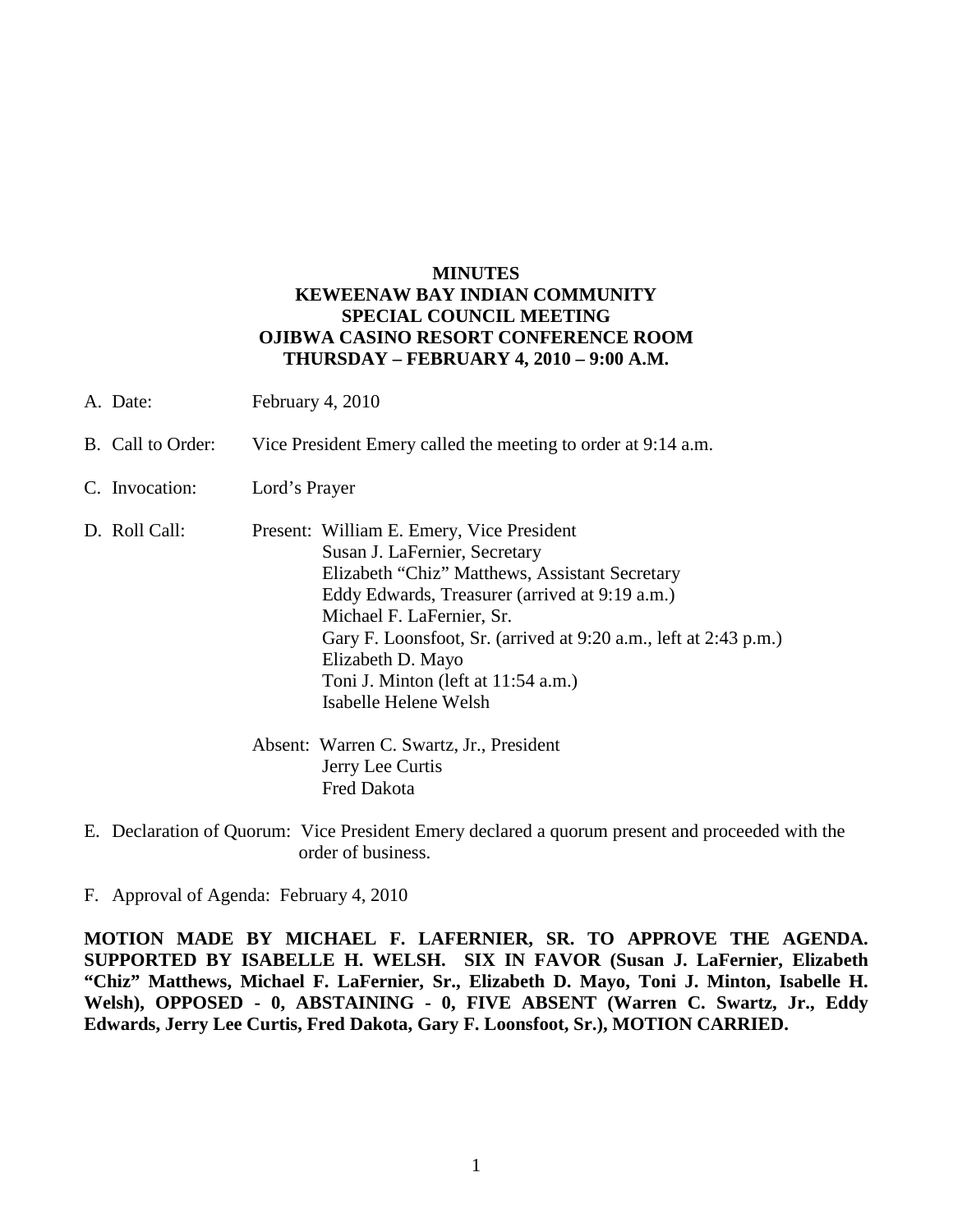# MINUTES
## KEWEENAW BAY INDIAN COMMUNITY
## SPECIAL COUNCIL MEETING
## OJIBWA CASINO RESORT CONFERENCE ROOM
## THURSDAY – FEBRUARY 4, 2010 – 9:00 A.M.

A. Date: February 4, 2010

B. Call to Order: Vice President Emery called the meeting to order at 9:14 a.m.

C. Invocation: Lord's Prayer

D. Roll Call: Present: William E. Emery, Vice President
Susan J. LaFernier, Secretary
Elizabeth "Chiz" Matthews, Assistant Secretary
Eddy Edwards, Treasurer (arrived at 9:19 a.m.)
Michael F. LaFernier, Sr.
Gary F. Loonsfoot, Sr. (arrived at 9:20 a.m., left at 2:43 p.m.)
Elizabeth D. Mayo
Toni J. Minton (left at 11:54 a.m.)
Isabelle Helene Welsh

Absent: Warren C. Swartz, Jr., President
Jerry Lee Curtis
Fred Dakota

E. Declaration of Quorum: Vice President Emery declared a quorum present and proceeded with the order of business.

F. Approval of Agenda: February 4, 2010

**MOTION MADE BY MICHAEL F. LAFERNIER, SR. TO APPROVE THE AGENDA. SUPPORTED BY ISABELLE H. WELSH. SIX IN FAVOR (Susan J. LaFernier, Elizabeth "Chiz" Matthews, Michael F. LaFernier, Sr., Elizabeth D. Mayo, Toni J. Minton, Isabelle H. Welsh), OPPOSED - 0, ABSTAINING - 0, FIVE ABSENT (Warren C. Swartz, Jr., Eddy Edwards, Jerry Lee Curtis, Fred Dakota, Gary F. Loonsfoot, Sr.), MOTION CARRIED.**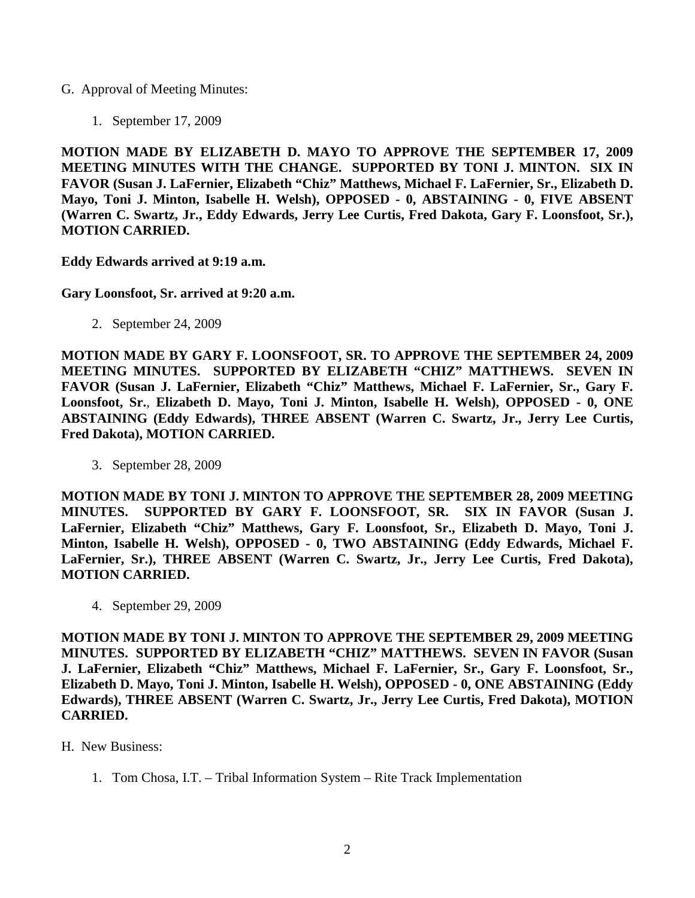G. Approval of Meeting Minutes:

1. September 17, 2009

**MOTION MADE BY ELIZABETH D. MAYO TO APPROVE THE SEPTEMBER 17, 2009 MEETING MINUTES WITH THE CHANGE. SUPPORTED BY TONI J. MINTON. SIX IN FAVOR (Susan J. LaFernier, Elizabeth "Chiz" Matthews, Michael F. LaFernier, Sr., Elizabeth D. Mayo, Toni J. Minton, Isabelle H. Welsh), OPPOSED - 0, ABSTAINING - 0, FIVE ABSENT (Warren C. Swartz, Jr., Eddy Edwards, Jerry Lee Curtis, Fred Dakota, Gary F. Loonsfoot, Sr.), MOTION CARRIED.**

**Eddy Edwards arrived at 9:19 a.m.**

**Gary Loonsfoot, Sr. arrived at 9:20 a.m.**

2. September 24, 2009

**MOTION MADE BY GARY F. LOONSFOOT, SR. TO APPROVE THE SEPTEMBER 24, 2009 MEETING MINUTES. SUPPORTED BY ELIZABETH "CHIZ" MATTHEWS. SEVEN IN FAVOR (Susan J. LaFernier, Elizabeth "Chiz" Matthews, Michael F. LaFernier, Sr., Gary F. Loonsfoot, Sr., Elizabeth D. Mayo, Toni J. Minton, Isabelle H. Welsh), OPPOSED - 0, ONE ABSTAINING (Eddy Edwards), THREE ABSENT (Warren C. Swartz, Jr., Jerry Lee Curtis, Fred Dakota), MOTION CARRIED.**

3. September 28, 2009

**MOTION MADE BY TONI J. MINTON TO APPROVE THE SEPTEMBER 28, 2009 MEETING MINUTES. SUPPORTED BY GARY F. LOONSFOOT, SR. SIX IN FAVOR (Susan J. LaFernier, Elizabeth "Chiz" Matthews, Gary F. Loonsfoot, Sr., Elizabeth D. Mayo, Toni J. Minton, Isabelle H. Welsh), OPPOSED - 0, TWO ABSTAINING (Eddy Edwards, Michael F. LaFernier, Sr.), THREE ABSENT (Warren C. Swartz, Jr., Jerry Lee Curtis, Fred Dakota), MOTION CARRIED.**

4. September 29, 2009

**MOTION MADE BY TONI J. MINTON TO APPROVE THE SEPTEMBER 29, 2009 MEETING MINUTES. SUPPORTED BY ELIZABETH "CHIZ" MATTHEWS. SEVEN IN FAVOR (Susan J. LaFernier, Elizabeth "Chiz" Matthews, Michael F. LaFernier, Sr., Gary F. Loonsfoot, Sr., Elizabeth D. Mayo, Toni J. Minton, Isabelle H. Welsh), OPPOSED - 0, ONE ABSTAINING (Eddy Edwards), THREE ABSENT (Warren C. Swartz, Jr., Jerry Lee Curtis, Fred Dakota), MOTION CARRIED.**

H. New Business:

1. Tom Chosa, I.T. – Tribal Information System – Rite Track Implementation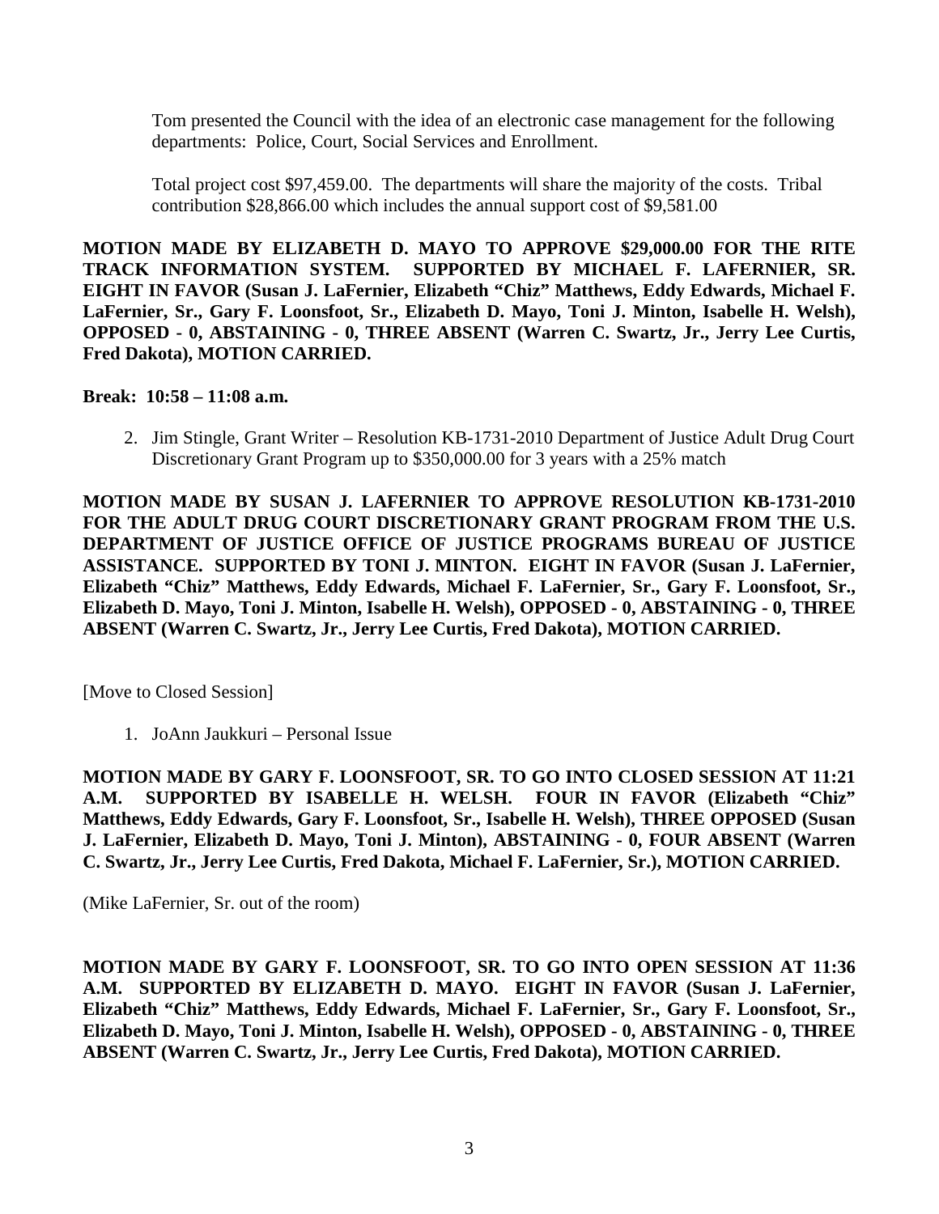Tom presented the Council with the idea of an electronic case management for the following departments: Police, Court, Social Services and Enrollment.

Total project cost $97,459.00. The departments will share the majority of the costs. Tribal contribution $28,866.00 which includes the annual support cost of $9,581.00

**MOTION MADE BY ELIZABETH D. MAYO TO APPROVE $29,000.00 FOR THE RITE TRACK INFORMATION SYSTEM. SUPPORTED BY MICHAEL F. LAFERNIER, SR. EIGHT IN FAVOR (Susan J. LaFernier, Elizabeth "Chiz" Matthews, Eddy Edwards, Michael F. LaFernier, Sr., Gary F. Loonsfoot, Sr., Elizabeth D. Mayo, Toni J. Minton, Isabelle H. Welsh), OPPOSED - 0, ABSTAINING - 0, THREE ABSENT (Warren C. Swartz, Jr., Jerry Lee Curtis, Fred Dakota), MOTION CARRIED.**

**Break: 10:58 – 11:08 a.m.**

2. Jim Stingle, Grant Writer – Resolution KB-1731-2010 Department of Justice Adult Drug Court Discretionary Grant Program up to $350,000.00 for 3 years with a 25% match

**MOTION MADE BY SUSAN J. LAFERNIER TO APPROVE RESOLUTION KB-1731-2010 FOR THE ADULT DRUG COURT DISCRETIONARY GRANT PROGRAM FROM THE U.S. DEPARTMENT OF JUSTICE OFFICE OF JUSTICE PROGRAMS BUREAU OF JUSTICE ASSISTANCE. SUPPORTED BY TONI J. MINTON. EIGHT IN FAVOR (Susan J. LaFernier, Elizabeth "Chiz" Matthews, Eddy Edwards, Michael F. LaFernier, Sr., Gary F. Loonsfoot, Sr., Elizabeth D. Mayo, Toni J. Minton, Isabelle H. Welsh), OPPOSED - 0, ABSTAINING - 0, THREE ABSENT (Warren C. Swartz, Jr., Jerry Lee Curtis, Fred Dakota), MOTION CARRIED.**

[Move to Closed Session]

1. JoAnn Jaukkuri – Personal Issue

**MOTION MADE BY GARY F. LOONSFOOT, SR. TO GO INTO CLOSED SESSION AT 11:21 A.M. SUPPORTED BY ISABELLE H. WELSH. FOUR IN FAVOR (Elizabeth "Chiz" Matthews, Eddy Edwards, Gary F. Loonsfoot, Sr., Isabelle H. Welsh), THREE OPPOSED (Susan J. LaFernier, Elizabeth D. Mayo, Toni J. Minton), ABSTAINING - 0, FOUR ABSENT (Warren C. Swartz, Jr., Jerry Lee Curtis, Fred Dakota, Michael F. LaFernier, Sr.), MOTION CARRIED.**

(Mike LaFernier, Sr. out of the room)

**MOTION MADE BY GARY F. LOONSFOOT, SR. TO GO INTO OPEN SESSION AT 11:36 A.M. SUPPORTED BY ELIZABETH D. MAYO. EIGHT IN FAVOR (Susan J. LaFernier, Elizabeth "Chiz" Matthews, Eddy Edwards, Michael F. LaFernier, Sr., Gary F. Loonsfoot, Sr., Elizabeth D. Mayo, Toni J. Minton, Isabelle H. Welsh), OPPOSED - 0, ABSTAINING - 0, THREE ABSENT (Warren C. Swartz, Jr., Jerry Lee Curtis, Fred Dakota), MOTION CARRIED.**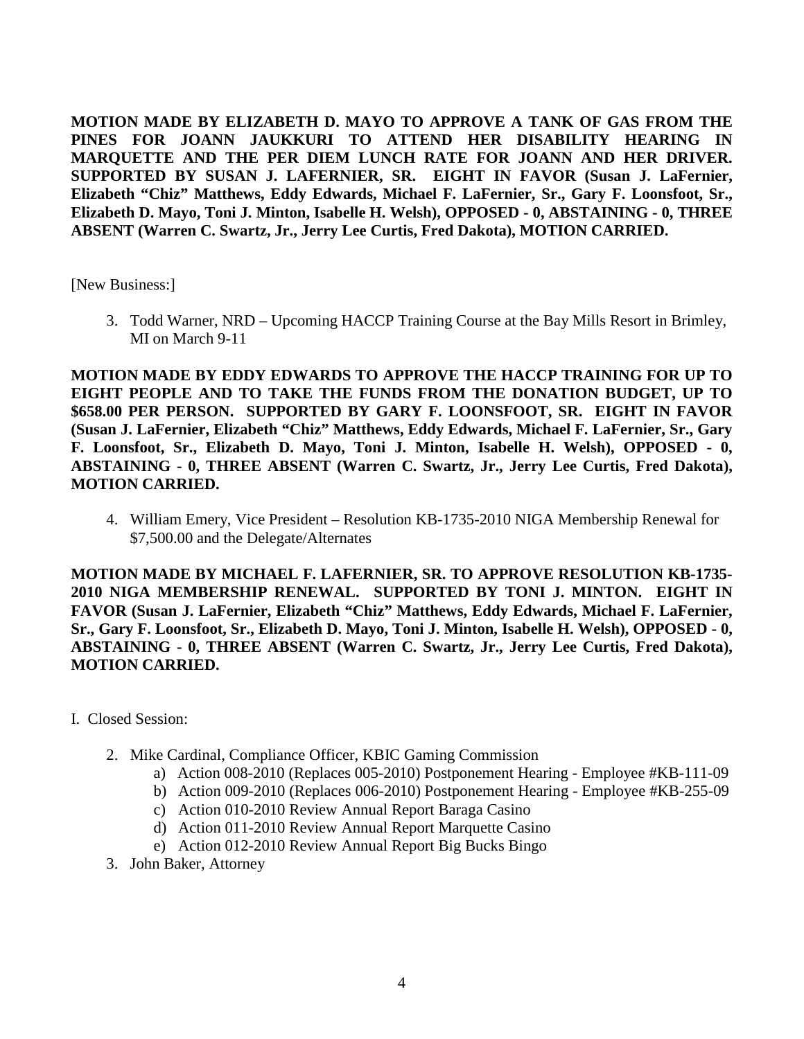**MOTION MADE BY ELIZABETH D. MAYO TO APPROVE A TANK OF GAS FROM THE PINES FOR JOANN JAUKKURI TO ATTEND HER DISABILITY HEARING IN MARQUETTE AND THE PER DIEM LUNCH RATE FOR JOANN AND HER DRIVER. SUPPORTED BY SUSAN J. LAFERNIER, SR. EIGHT IN FAVOR (Susan J. LaFernier, Elizabeth "Chiz" Matthews, Eddy Edwards, Michael F. LaFernier, Sr., Gary F. Loonsfoot, Sr., Elizabeth D. Mayo, Toni J. Minton, Isabelle H. Welsh), OPPOSED - 0, ABSTAINING - 0, THREE ABSENT (Warren C. Swartz, Jr., Jerry Lee Curtis, Fred Dakota), MOTION CARRIED.**

[New Business:]

3. Todd Warner, NRD – Upcoming HACCP Training Course at the Bay Mills Resort in Brimley, MI on March 9-11

**MOTION MADE BY EDDY EDWARDS TO APPROVE THE HACCP TRAINING FOR UP TO EIGHT PEOPLE AND TO TAKE THE FUNDS FROM THE DONATION BUDGET, UP TO $658.00 PER PERSON. SUPPORTED BY GARY F. LOONSFOOT, SR. EIGHT IN FAVOR (Susan J. LaFernier, Elizabeth "Chiz" Matthews, Eddy Edwards, Michael F. LaFernier, Sr., Gary F. Loonsfoot, Sr., Elizabeth D. Mayo, Toni J. Minton, Isabelle H. Welsh), OPPOSED - 0, ABSTAINING - 0, THREE ABSENT (Warren C. Swartz, Jr., Jerry Lee Curtis, Fred Dakota), MOTION CARRIED.**

4. William Emery, Vice President – Resolution KB-1735-2010 NIGA Membership Renewal for $7,500.00 and the Delegate/Alternates

**MOTION MADE BY MICHAEL F. LAFERNIER, SR. TO APPROVE RESOLUTION KB-1735-2010 NIGA MEMBERSHIP RENEWAL. SUPPORTED BY TONI J. MINTON. EIGHT IN FAVOR (Susan J. LaFernier, Elizabeth "Chiz" Matthews, Eddy Edwards, Michael F. LaFernier, Sr., Gary F. Loonsfoot, Sr., Elizabeth D. Mayo, Toni J. Minton, Isabelle H. Welsh), OPPOSED - 0, ABSTAINING - 0, THREE ABSENT (Warren C. Swartz, Jr., Jerry Lee Curtis, Fred Dakota), MOTION CARRIED.**

I. Closed Session:

2. Mike Cardinal, Compliance Officer, KBIC Gaming Commission
   a) Action 008-2010 (Replaces 005-2010) Postponement Hearing - Employee #KB-111-09
   b) Action 009-2010 (Replaces 006-2010) Postponement Hearing - Employee #KB-255-09
   c) Action 010-2010 Review Annual Report Baraga Casino
   d) Action 011-2010 Review Annual Report Marquette Casino
   e) Action 012-2010 Review Annual Report Big Bucks Bingo
3. John Baker, Attorney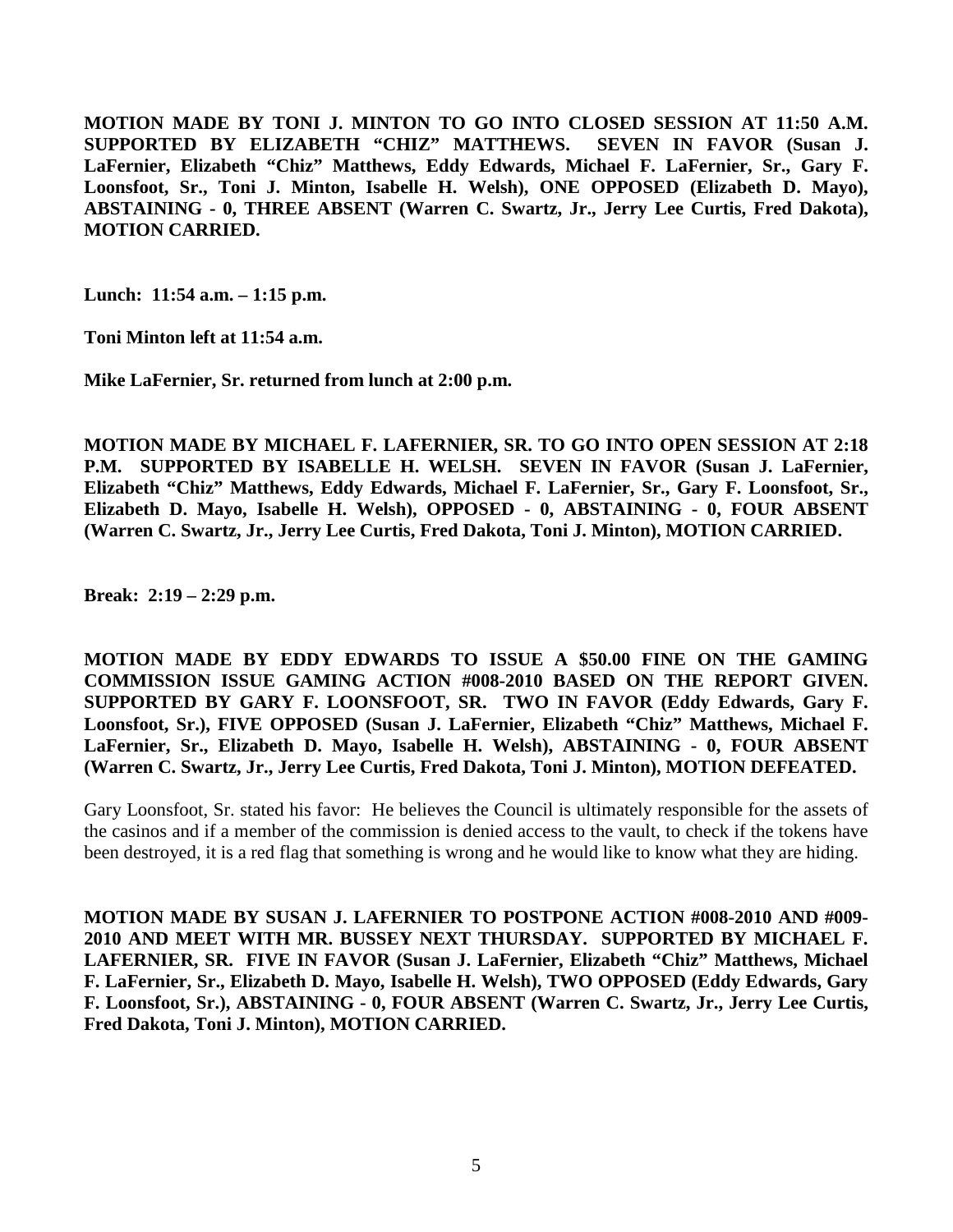**MOTION MADE BY TONI J. MINTON TO GO INTO CLOSED SESSION AT 11:50 A.M. SUPPORTED BY ELIZABETH "CHIZ" MATTHEWS. SEVEN IN FAVOR (Susan J. LaFernier, Elizabeth "Chiz" Matthews, Eddy Edwards, Michael F. LaFernier, Sr., Gary F. Loonsfoot, Sr., Toni J. Minton, Isabelle H. Welsh), ONE OPPOSED (Elizabeth D. Mayo), ABSTAINING - 0, THREE ABSENT (Warren C. Swartz, Jr., Jerry Lee Curtis, Fred Dakota), MOTION CARRIED.**

**Lunch: 11:54 a.m. – 1:15 p.m.**

**Toni Minton left at 11:54 a.m.**

**Mike LaFernier, Sr. returned from lunch at 2:00 p.m.**

**MOTION MADE BY MICHAEL F. LAFERNIER, SR. TO GO INTO OPEN SESSION AT 2:18 P.M. SUPPORTED BY ISABELLE H. WELSH. SEVEN IN FAVOR (Susan J. LaFernier, Elizabeth "Chiz" Matthews, Eddy Edwards, Michael F. LaFernier, Sr., Gary F. Loonsfoot, Sr., Elizabeth D. Mayo, Isabelle H. Welsh), OPPOSED - 0, ABSTAINING - 0, FOUR ABSENT (Warren C. Swartz, Jr., Jerry Lee Curtis, Fred Dakota, Toni J. Minton), MOTION CARRIED.**

**Break: 2:19 – 2:29 p.m.**

**MOTION MADE BY EDDY EDWARDS TO ISSUE A $50.00 FINE ON THE GAMING COMMISSION ISSUE GAMING ACTION #008-2010 BASED ON THE REPORT GIVEN. SUPPORTED BY GARY F. LOONSFOOT, SR. TWO IN FAVOR (Eddy Edwards, Gary F. Loonsfoot, Sr.), FIVE OPPOSED (Susan J. LaFernier, Elizabeth "Chiz" Matthews, Michael F. LaFernier, Sr., Elizabeth D. Mayo, Isabelle H. Welsh), ABSTAINING - 0, FOUR ABSENT (Warren C. Swartz, Jr., Jerry Lee Curtis, Fred Dakota, Toni J. Minton), MOTION DEFEATED.**

Gary Loonsfoot, Sr. stated his favor: He believes the Council is ultimately responsible for the assets of the casinos and if a member of the commission is denied access to the vault, to check if the tokens have been destroyed, it is a red flag that something is wrong and he would like to know what they are hiding.

**MOTION MADE BY SUSAN J. LAFERNIER TO POSTPONE ACTION #008-2010 AND #009-2010 AND MEET WITH MR. BUSSEY NEXT THURSDAY. SUPPORTED BY MICHAEL F. LAFERNIER, SR. FIVE IN FAVOR (Susan J. LaFernier, Elizabeth "Chiz" Matthews, Michael F. LaFernier, Sr., Elizabeth D. Mayo, Isabelle H. Welsh), TWO OPPOSED (Eddy Edwards, Gary F. Loonsfoot, Sr.), ABSTAINING - 0, FOUR ABSENT (Warren C. Swartz, Jr., Jerry Lee Curtis, Fred Dakota, Toni J. Minton), MOTION CARRIED.**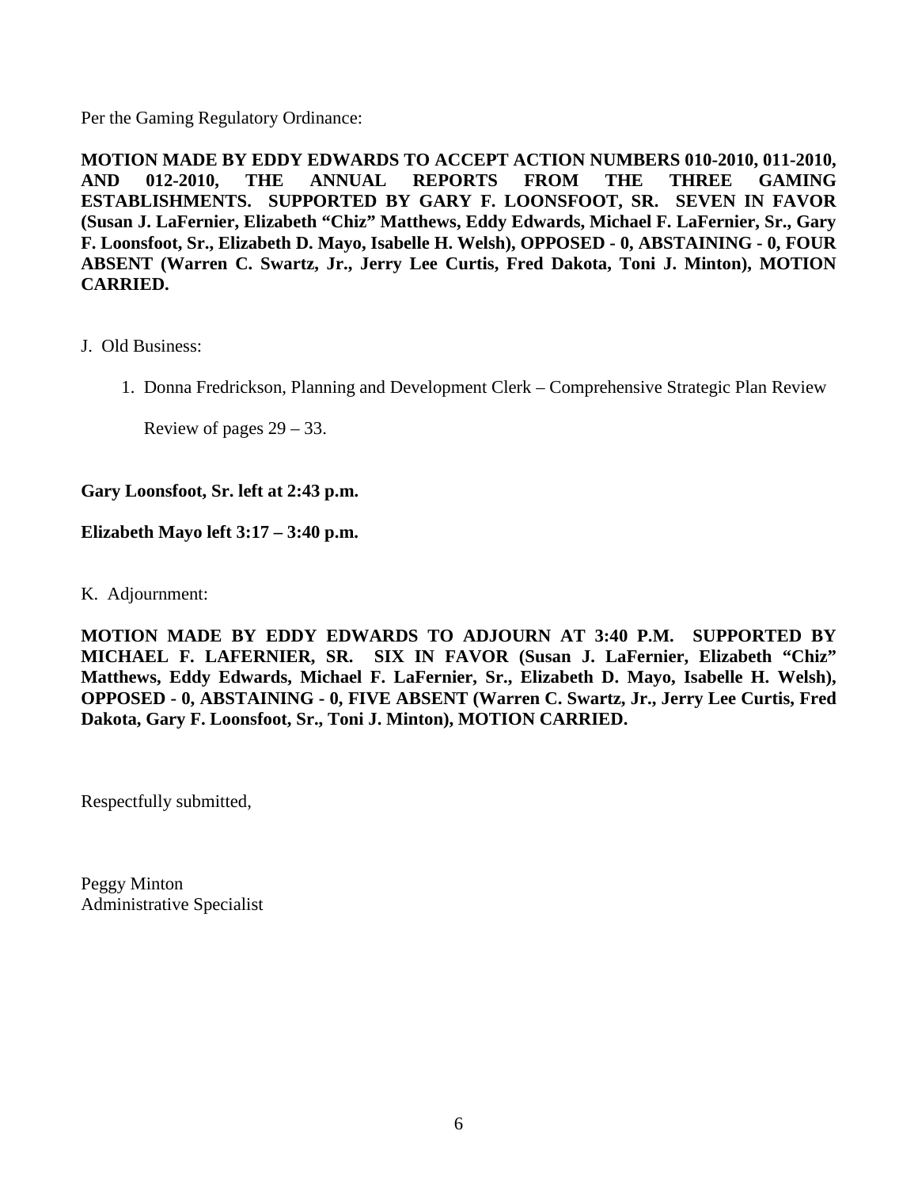Per the Gaming Regulatory Ordinance:

**MOTION MADE BY EDDY EDWARDS TO ACCEPT ACTION NUMBERS 010-2010, 011-2010, AND 012-2010, THE ANNUAL REPORTS FROM THE THREE GAMING ESTABLISHMENTS. SUPPORTED BY GARY F. LOONSFOOT, SR. SEVEN IN FAVOR (Susan J. LaFernier, Elizabeth "Chiz" Matthews, Eddy Edwards, Michael F. LaFernier, Sr., Gary F. Loonsfoot, Sr., Elizabeth D. Mayo, Isabelle H. Welsh), OPPOSED - 0, ABSTAINING - 0, FOUR ABSENT (Warren C. Swartz, Jr., Jerry Lee Curtis, Fred Dakota, Toni J. Minton), MOTION CARRIED.**

J. Old Business:

1. Donna Fredrickson, Planning and Development Clerk – Comprehensive Strategic Plan Review

   Review of pages 29 – 33.

**Gary Loonsfoot, Sr. left at 2:43 p.m.**

**Elizabeth Mayo left 3:17 – 3:40 p.m.**

K. Adjournment:

**MOTION MADE BY EDDY EDWARDS TO ADJOURN AT 3:40 P.M. SUPPORTED BY MICHAEL F. LAFERNIER, SR. SIX IN FAVOR (Susan J. LaFernier, Elizabeth "Chiz" Matthews, Eddy Edwards, Michael F. LaFernier, Sr., Elizabeth D. Mayo, Isabelle H. Welsh), OPPOSED - 0, ABSTAINING - 0, FIVE ABSENT (Warren C. Swartz, Jr., Jerry Lee Curtis, Fred Dakota, Gary F. Loonsfoot, Sr., Toni J. Minton), MOTION CARRIED.**

Respectfully submitted,

Peggy Minton
Administrative Specialist